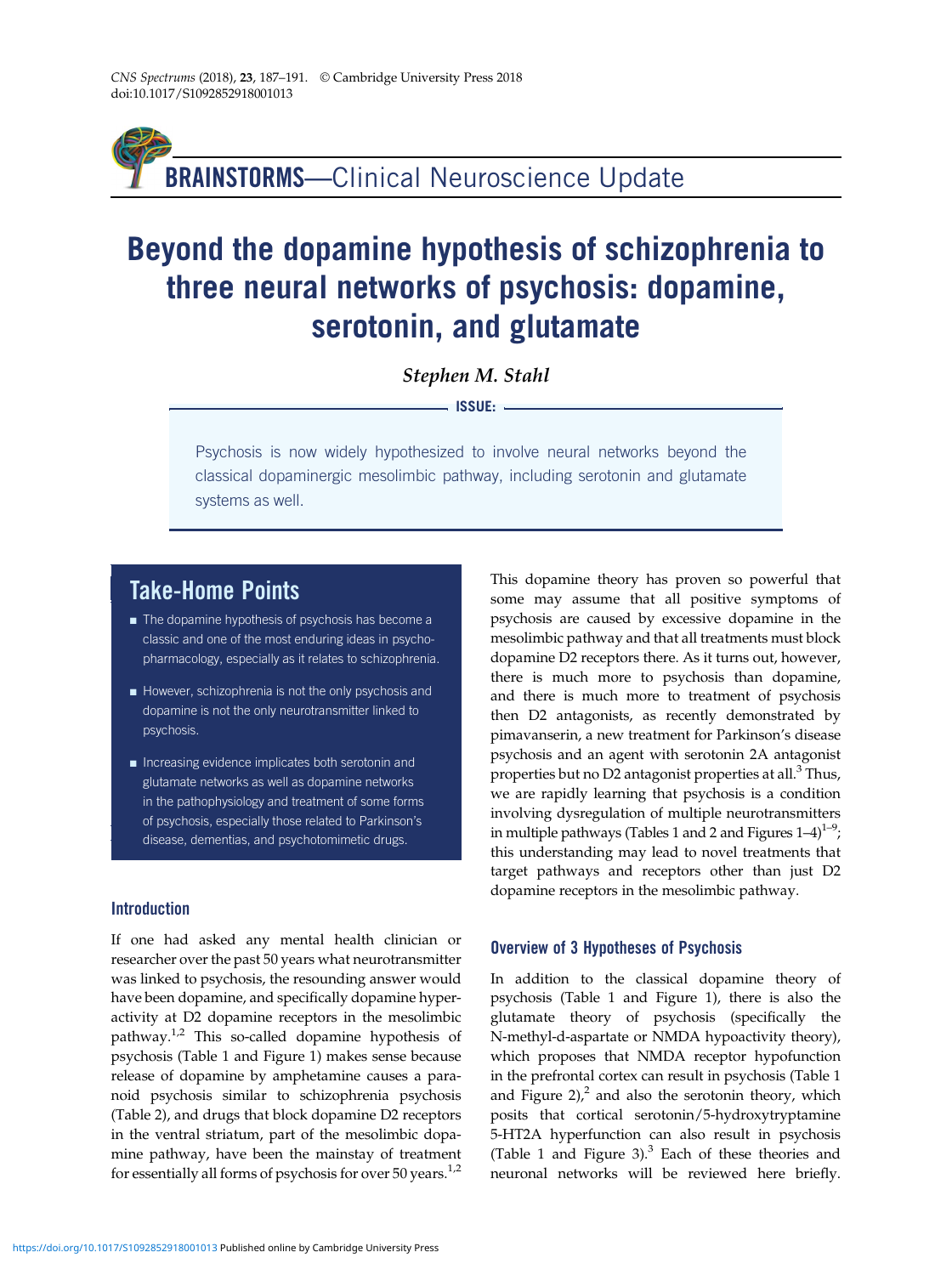# Beyond the dopamine hypothesis of schizophrenia to three neural networks of psychosis: dopamine, serotonin, and glutamate

*Stephen M. Stahl*

**ISSUE:**

Psychosis is now widely hypothesized to involve neural networks beyond the classical dopaminergic mesolimbic pathway, including serotonin and glutamate systems as well.

## Take-Home Points

- The dopamine hypothesis of psychosis has become a classic and one of the most enduring ideas in psychopharmacology, especially as it relates to schizophrenia.
- However, schizophrenia is not the only psychosis and dopamine is not the only neurotransmitter linked to psychosis.
- Increasing evidence implicates both serotonin and glutamate networks as well as dopamine networks in the pathophysiology and treatment of some forms of psychosis, especially those related to Parkinson's disease, dementias, and psychotomimetic drugs.

## Introduction

If one had asked any mental health clinician or researcher over the past 50 years what neurotransmitter was linked to psychosis, the resounding answer would have been dopamine, and specifically dopamine hyperactivity at D2 dopamine receptors in the mesolimbic pathway.[1,2] This so-called dopamine hypothesis of psychosis (Table 1 and Figure 1) makes sense because release of dopamine by amphetamine causes a paranoid psychosis similar to schizophrenia psychosis (Table 2), and drugs that block dopamine D2 receptors in the ventral striatum, part of the mesolimbic dopamine pathway, have been the mainstay of treatment for essentially all forms of psychosis for over 50 years.[1,2]

This dopamine theory has proven so powerful that some may assume that all positive symptoms of psychosis are caused by excessive dopamine in the mesolimbic pathway and that all treatments must block dopamine D2 receptors there. As it turns out, however, there is much more to psychosis than dopamine, and there is much more to treatment of psychosis then D2 antagonists, as recently demonstrated by pimavanserin, a new treatment for Parkinson's disease psychosis and an agent with serotonin 2A antagonist properties but no D2 antagonist properties at all.[3] Thus, we are rapidly learning that psychosis is a condition involving dysregulation of multiple neurotransmitters in multiple pathways (Tables 1 and 2 and Figures 1–4)[1–9]; this understanding may lead to novel treatments that target pathways and receptors other than just D2 dopamine receptors in the mesolimbic pathway.

## Overview of 3 Hypotheses of Psychosis

In addition to the classical dopamine theory of psychosis (Table 1 and Figure 1), there is also the glutamate theory of psychosis (specifically the N-methyl-d-aspartate or NMDA hypoactivity theory), which proposes that NMDA receptor hypofunction in the prefrontal cortex can result in psychosis (Table 1 and Figure 2),[2] and also the serotonin theory, which posits that cortical serotonin/5-hydroxytryptamine 5-HT2A hyperfunction can also result in psychosis (Table 1 and Figure 3).[3] Each of these theories and neuronal networks will be reviewed here briefly.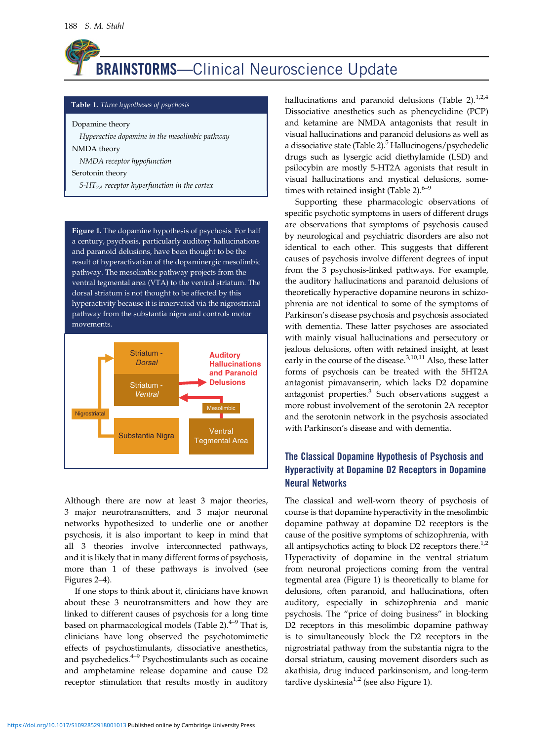## BRAINSTORMS—Clinical Neuroscience Update

**Table 1.** *Three hypotheses of psychosis*

| |
|---|
| Dopamine theory |
| *Hyperactive dopamine in the mesolimbic pathway* |
| NMDA theory |
| *NMDA receptor hypofunction* |
| Serotonin theory |
| *$5\text{-}HT_{2A}$ receptor hyperfunction in the cortex* |

**Figure 1.** The dopamine hypothesis of psychosis. For half a century, psychosis, particularly auditory hallucinations and paranoid delusions, have been thought to be the result of hyperactivation of the dopaminergic mesolimbic pathway. The mesolimbic pathway projects from the ventral tegmental area (VTA) to the ventral striatum. The dorsal striatum is not thought to be affected by this hyperactivity because it is innervated via the nigrostriatal pathway from the substantia nigra and controls motor movements.

Although there are now at least 3 major theories, 3 major neurotransmitters, and 3 major neuronal networks hypothesized to underlie one or another psychosis, it is also important to keep in mind that all 3 theories involve interconnected pathways, and it is likely that in many different forms of psychosis, more than 1 of these pathways is involved (see Figures 2–4).

If one stops to think about it, clinicians have known about these 3 neurotransmitters and how they are linked to different causes of psychosis for a long time based on pharmacological models (Table 2).[4–9] That is, clinicians have long observed the psychotomimetic effects of psychostimulants, dissociative anesthetics, and psychedelics.[4–9] Psychostimulants such as cocaine and amphetamine release dopamine and cause D2 receptor stimulation that results mostly in auditory hallucinations and paranoid delusions (Table 2).[1,2,4] Dissociative anesthetics such as phencyclidine (PCP) and ketamine are NMDA antagonists that result in visual hallucinations and paranoid delusions as well as a dissociative state (Table 2).[5] Hallucinogens/psychedelic drugs such as lysergic acid diethylamide (LSD) and psilocybin are mostly 5-HT2A agonists that result in visual hallucinations and mystical delusions, sometimes with retained insight (Table 2).[6–9]

Supporting these pharmacologic observations of specific psychotic symptoms in users of different drugs are observations that symptoms of psychosis caused by neurological and psychiatric disorders are also not identical to each other. This suggests that different causes of psychosis involve different degrees of input from the 3 psychosis-linked pathways. For example, the auditory hallucinations and paranoid delusions of theoretically hyperactive dopamine neurons in schizophrenia are not identical to some of the symptoms of Parkinson's disease psychosis and psychosis associated with dementia. These latter psychoses are associated with mainly visual hallucinations and persecutory or jealous delusions, often with retained insight, at least early in the course of the disease.[3,10,11] Also, these latter forms of psychosis can be treated with the 5HT2A antagonist pimavanserin, which lacks D2 dopamine antagonist properties.[3] Such observations suggest a more robust involvement of the serotonin 2A receptor and the serotonin network in the psychosis associated with Parkinson's disease and with dementia.

### The Classical Dopamine Hypothesis of Psychosis and Hyperactivity at Dopamine D2 Receptors in Dopamine Neural Networks

The classical and well-worn theory of psychosis of course is that dopamine hyperactivity in the mesolimbic dopamine pathway at dopamine D2 receptors is the cause of the positive symptoms of schizophrenia, with all antipsychotics acting to block D2 receptors there.[1,2] Hyperactivity of dopamine in the ventral striatum from neuronal projections coming from the ventral tegmental area (Figure 1) is theoretically to blame for delusions, often paranoid, and hallucinations, often auditory, especially in schizophrenia and manic psychosis. The "price of doing business" in blocking D2 receptors in this mesolimbic dopamine pathway is to simultaneously block the D2 receptors in the nigrostriatal pathway from the substantia nigra to the dorsal striatum, causing movement disorders such as akathisia, drug induced parkinsonism, and long-term tardive dyskinesia[1,2] (see also Figure 1).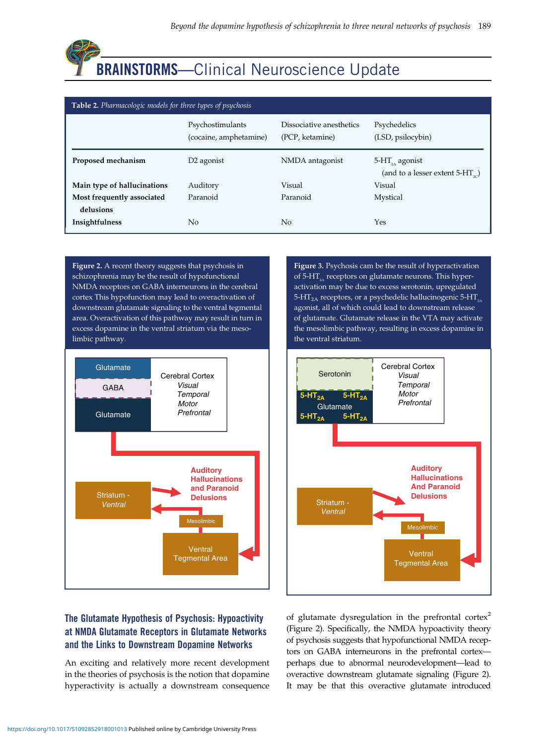## BRAINSTORMS—Clinical Neuroscience Update

**Table 2.** *Pharmacologic models for three types of psychosis*

| | Psychostimulants (cocaine, amphetamine) | Dissociative anesthetics (PCP, ketamine) | Psychedelics (LSD, psilocybin) |
|---|---|---|---|
| **Proposed mechanism** | D2 agonist | NMDA antagonist | 5-$HT_{2A}$ agonist (and to a lesser extent 5-$HT_{2C}$) |
| **Main type of hallucinations** | Auditory | Visual | Visual |
| **Most frequently associated delusions** | Paranoid | Paranoid | Mystical |
| **Insightfulness** | No | No | Yes |

**Figure 2.** A recent theory suggests that psychosis in schizophrenia may be the result of hypofunctional NMDA receptors on GABA interneurons in the cerebral cortex This hypofunction may lead to overactivation of downstream glutamate signaling to the ventral tegmental area. Overactivation of this pathway may result in turn in excess dopamine in the ventral striatum via the mesolimbic pathway.

Glutamate | GABA | Glutamate | Cerebral Cortex: *Visual*, *Temporal*, *Motor*, *Prefrontal* | Striatum - *Ventral* | Auditory Hallucinations and Paranoid Delusions | Mesolimbic | Ventral Tegmental Area

**Figure 3.** Psychosis cam be the result of hyperactivation of 5-$HT_{2A}$ receptors on glutamate neurons. This hyperactivation may be due to excess serotonin, upregulated 5-$HT_{2A}$ receptors, or a psychedelic hallucinogenic 5-$HT_{2A}$ agonist, all of which could lead to downstream release of glutamate. Glutamate release in the VTA may activate the mesolimbic pathway, resulting in excess dopamine in the ventral striatum.

Serotonin | 5-$HT_{2A}$ | Glutamate | Cerebral Cortex: *Visual*, *Temporal*, *Motor*, *Prefrontal* | Striatum - *Ventral* | Auditory Hallucinations And Paranoid Delusions | Mesolimbic | Ventral Tegmental Area

### The Glutamate Hypothesis of Psychosis: Hypoactivity at NMDA Glutamate Receptors in Glutamate Networks and the Links to Downstream Dopamine Networks

An exciting and relatively more recent development in the theories of psychosis is the notion that dopamine hyperactivity is actually a downstream consequence of glutamate dysregulation in the prefrontal cortex[2] (Figure 2). Specifically, the NMDA hypoactivity theory of psychosis suggests that hypofunctional NMDA receptors on GABA interneurons in the prefrontal cortex—perhaps due to abnormal neurodevelopment—lead to overactive downstream glutamate signaling (Figure 2). It may be that this overactive glutamate introduced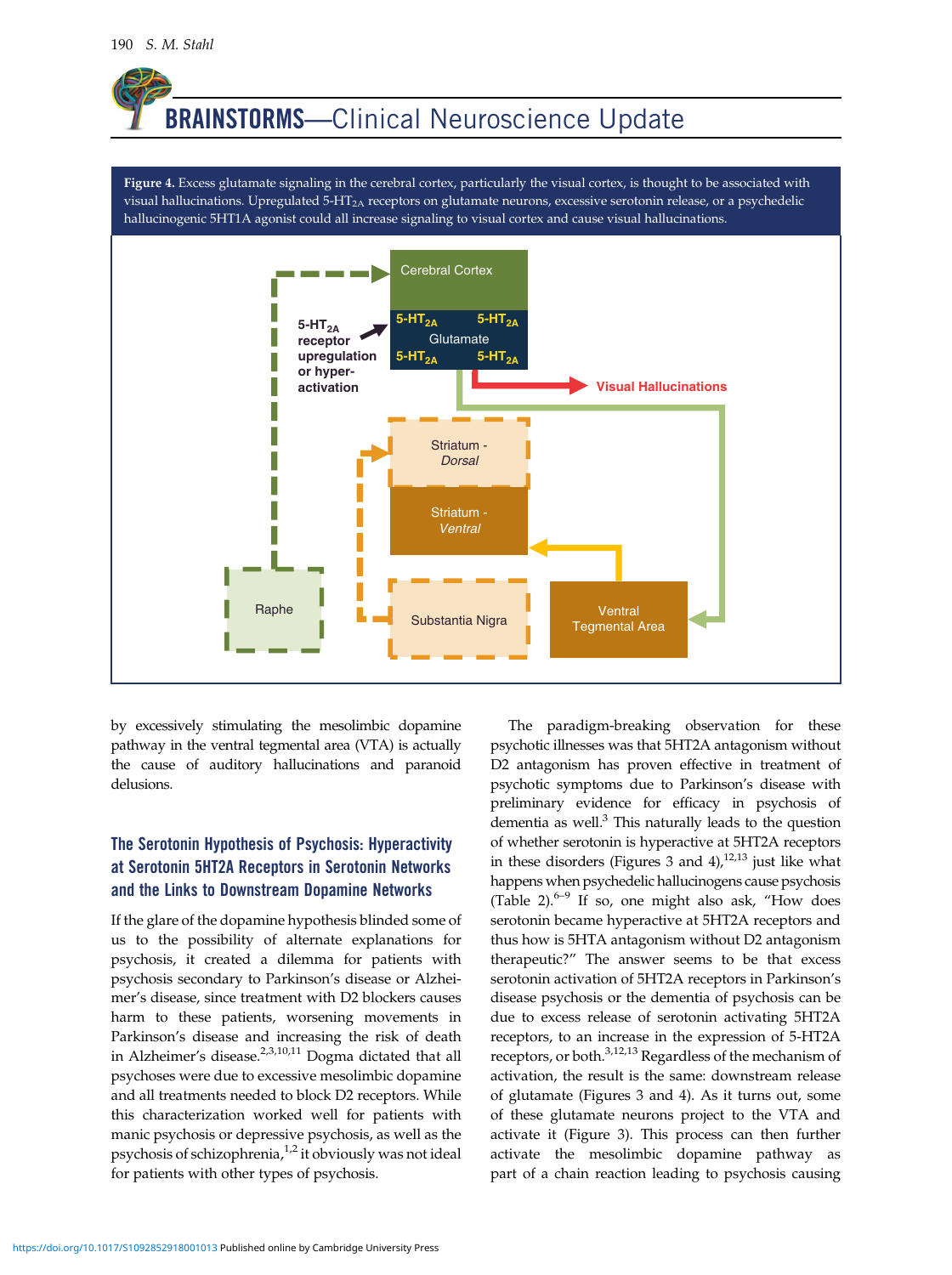**Figure 4.** Excess glutamate signaling in the cerebral cortex, particularly the visual cortex, is thought to be associated with visual hallucinations. Upregulated 5-$HT_{2A}$ receptors on glutamate neurons, excessive serotonin release, or a psychedelic hallucinogenic 5HT1A agonist could all increase signaling to visual cortex and cause visual hallucinations.

by excessively stimulating the mesolimbic dopamine pathway in the ventral tegmental area (VTA) is actually the cause of auditory hallucinations and paranoid delusions.

## The Serotonin Hypothesis of Psychosis: Hyperactivity at Serotonin 5HT2A Receptors in Serotonin Networks and the Links to Downstream Dopamine Networks

If the glare of the dopamine hypothesis blinded some of us to the possibility of alternate explanations for psychosis, it created a dilemma for patients with psychosis secondary to Parkinson's disease or Alzheimer's disease, since treatment with D2 blockers causes harm to these patients, worsening movements in Parkinson's disease and increasing the risk of death in Alzheimer's disease.[2,3,10,11] Dogma dictated that all psychoses were due to excessive mesolimbic dopamine and all treatments needed to block D2 receptors. While this characterization worked well for patients with manic psychosis or depressive psychosis, as well as the psychosis of schizophrenia,[1,2] it obviously was not ideal for patients with other types of psychosis.

The paradigm-breaking observation for these psychotic illnesses was that 5HT2A antagonism without D2 antagonism has proven effective in treatment of psychotic symptoms due to Parkinson's disease with preliminary evidence for efficacy in psychosis of dementia as well.[3] This naturally leads to the question of whether serotonin is hyperactive at 5HT2A receptors in these disorders (Figures 3 and 4),[12,13] just like what happens when psychedelic hallucinogens cause psychosis (Table 2).[6–9] If so, one might also ask, "How does serotonin became hyperactive at 5HT2A receptors and thus how is 5HTA antagonism without D2 antagonism therapeutic?" The answer seems to be that excess serotonin activation of 5HT2A receptors in Parkinson's disease psychosis or the dementia of psychosis can be due to excess release of serotonin activating 5HT2A receptors, to an increase in the expression of 5-HT2A receptors, or both.[3,12,13] Regardless of the mechanism of activation, the result is the same: downstream release of glutamate (Figures 3 and 4). As it turns out, some of these glutamate neurons project to the VTA and activate it (Figure 3). This process can then further activate the mesolimbic dopamine pathway as part of a chain reaction leading to psychosis causing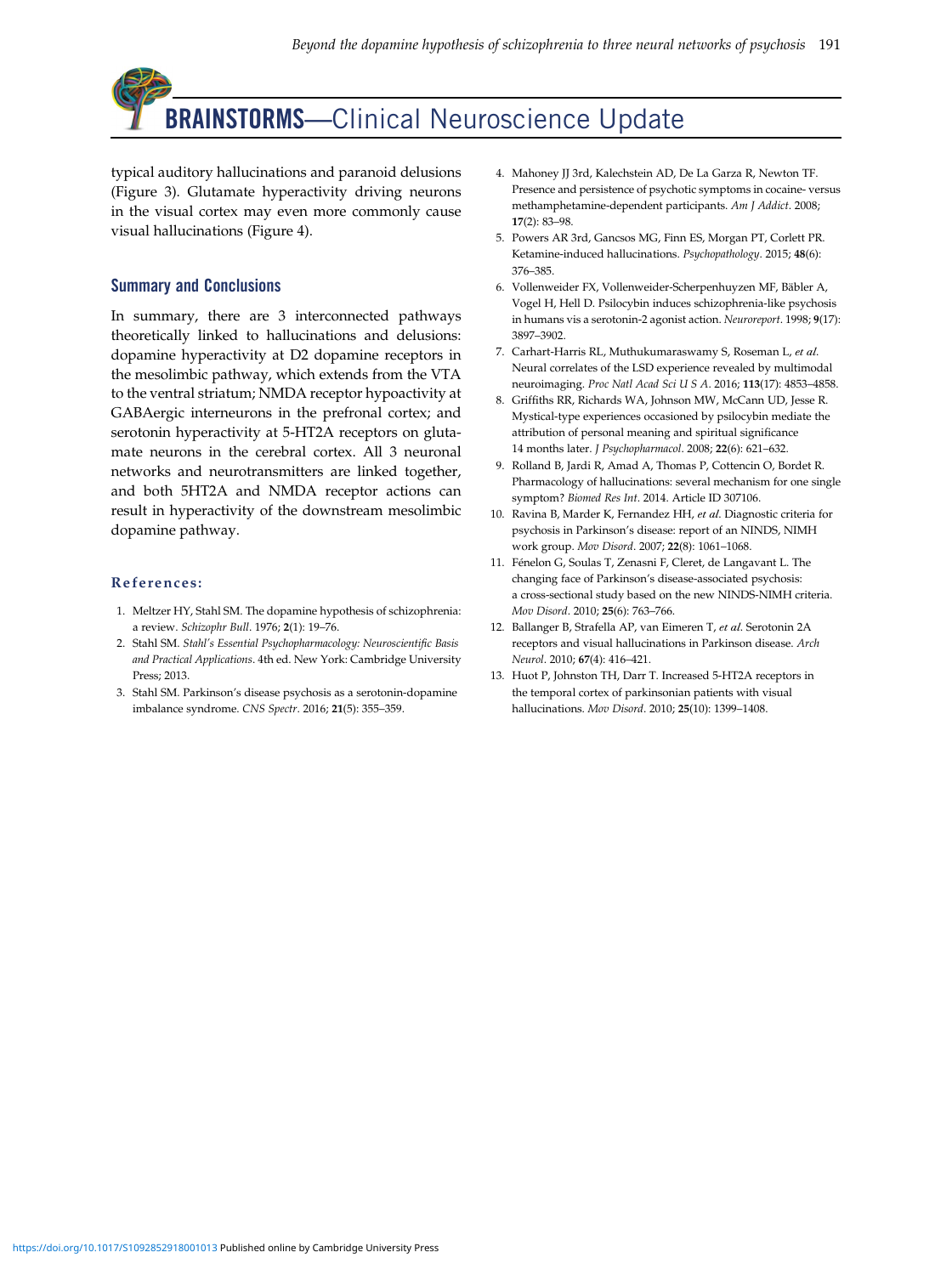typical auditory hallucinations and paranoid delusions (Figure 3). Glutamate hyperactivity driving neurons in the visual cortex may even more commonly cause visual hallucinations (Figure 4).

## Summary and Conclusions

In summary, there are 3 interconnected pathways theoretically linked to hallucinations and delusions: dopamine hyperactivity at D2 dopamine receptors in the mesolimbic pathway, which extends from the VTA to the ventral striatum; NMDA receptor hypoactivity at GABAergic interneurons in the prefronal cortex; and serotonin hyperactivity at 5-HT2A receptors on glutamate neurons in the cerebral cortex. All 3 neuronal networks and neurotransmitters are linked together, and both 5HT2A and NMDA receptor actions can result in hyperactivity of the downstream mesolimbic dopamine pathway.

## References:

1. Meltzer HY, Stahl SM. The dopamine hypothesis of schizophrenia: a review. *Schizophr Bull*. 1976; **2**(1): 19–76.
2. Stahl SM. *Stahl's Essential Psychopharmacology: Neuroscientific Basis and Practical Applications*. 4th ed. New York: Cambridge University Press; 2013.
3. Stahl SM. Parkinson's disease psychosis as a serotonin-dopamine imbalance syndrome. *CNS Spectr*. 2016; **21**(5): 355–359.
4. Mahoney JJ 3rd, Kalechstein AD, De La Garza R, Newton TF. Presence and persistence of psychotic symptoms in cocaine- versus methamphetamine-dependent participants. *Am J Addict*. 2008; **17**(2): 83–98.
5. Powers AR 3rd, Gancsos MG, Finn ES, Morgan PT, Corlett PR. Ketamine-induced hallucinations. *Psychopathology*. 2015; **48**(6): 376–385.
6. Vollenweider FX, Vollenweider-Scherpenhuyzen MF, Bäbler A, Vogel H, Hell D. Psilocybin induces schizophrenia-like psychosis in humans vis a serotonin-2 agonist action. *Neuroreport*. 1998; **9**(17): 3897–3902.
7. Carhart-Harris RL, Muthukumaraswamy S, Roseman L, *et al*. Neural correlates of the LSD experience revealed by multimodal neuroimaging. *Proc Natl Acad Sci U S A*. 2016; **113**(17): 4853–4858.
8. Griffiths RR, Richards WA, Johnson MW, McCann UD, Jesse R. Mystical-type experiences occasioned by psilocybin mediate the attribution of personal meaning and spiritual significance 14 months later. *J Psychopharmacol*. 2008; **22**(6): 621–632.
9. Rolland B, Jardi R, Amad A, Thomas P, Cottencin O, Bordet R. Pharmacology of hallucinations: several mechanism for one single symptom? *Biomed Res Int*. 2014. Article ID 307106.
10. Ravina B, Marder K, Fernandez HH, *et al*. Diagnostic criteria for psychosis in Parkinson's disease: report of an NINDS, NIMH work group. *Mov Disord*. 2007; **22**(8): 1061–1068.
11. Fénelon G, Soulas T, Zenasni F, Cleret, de Langavant L. The changing face of Parkinson's disease-associated psychosis: a cross-sectional study based on the new NINDS-NIMH criteria. *Mov Disord*. 2010; **25**(6): 763–766.
12. Ballanger B, Strafella AP, van Eimeren T, *et al*. Serotonin 2A receptors and visual hallucinations in Parkinson disease. *Arch Neurol*. 2010; **67**(4): 416–421.
13. Huot P, Johnston TH, Darr T. Increased 5-HT2A receptors in the temporal cortex of parkinsonian patients with visual hallucinations. *Mov Disord*. 2010; **25**(10): 1399–1408.